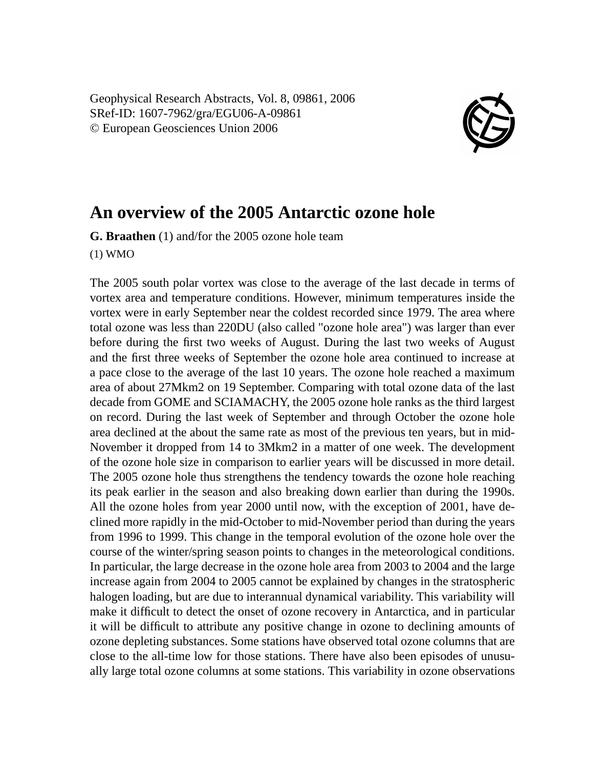Geophysical Research Abstracts, Vol. 8, 09861, 2006
SRef-ID: 1607-7962/gra/EGU06-A-09861
© European Geosciences Union 2006

# An overview of the 2005 Antarctic ozone hole

**G. Braathen** (1) and/for the 2005 ozone hole team

(1) WMO

The 2005 south polar vortex was close to the average of the last decade in terms of vortex area and temperature conditions. However, minimum temperatures inside the vortex were in early September near the coldest recorded since 1979. The area where total ozone was less than 220DU (also called "ozone hole area") was larger than ever before during the first two weeks of August. During the last two weeks of August and the first three weeks of September the ozone hole area continued to increase at a pace close to the average of the last 10 years. The ozone hole reached a maximum area of about 27Mkm2 on 19 September. Comparing with total ozone data of the last decade from GOME and SCIAMACHY, the 2005 ozone hole ranks as the third largest on record. During the last week of September and through October the ozone hole area declined at the about the same rate as most of the previous ten years, but in mid-November it dropped from 14 to 3Mkm2 in a matter of one week. The development of the ozone hole size in comparison to earlier years will be discussed in more detail. The 2005 ozone hole thus strengthens the tendency towards the ozone hole reaching its peak earlier in the season and also breaking down earlier than during the 1990s. All the ozone holes from year 2000 until now, with the exception of 2001, have declined more rapidly in the mid-October to mid-November period than during the years from 1996 to 1999. This change in the temporal evolution of the ozone hole over the course of the winter/spring season points to changes in the meteorological conditions. In particular, the large decrease in the ozone hole area from 2003 to 2004 and the large increase again from 2004 to 2005 cannot be explained by changes in the stratospheric halogen loading, but are due to interannual dynamical variability. This variability will make it difficult to detect the onset of ozone recovery in Antarctica, and in particular it will be difficult to attribute any positive change in ozone to declining amounts of ozone depleting substances. Some stations have observed total ozone columns that are close to the all-time low for those stations. There have also been episodes of unusually large total ozone columns at some stations. This variability in ozone observations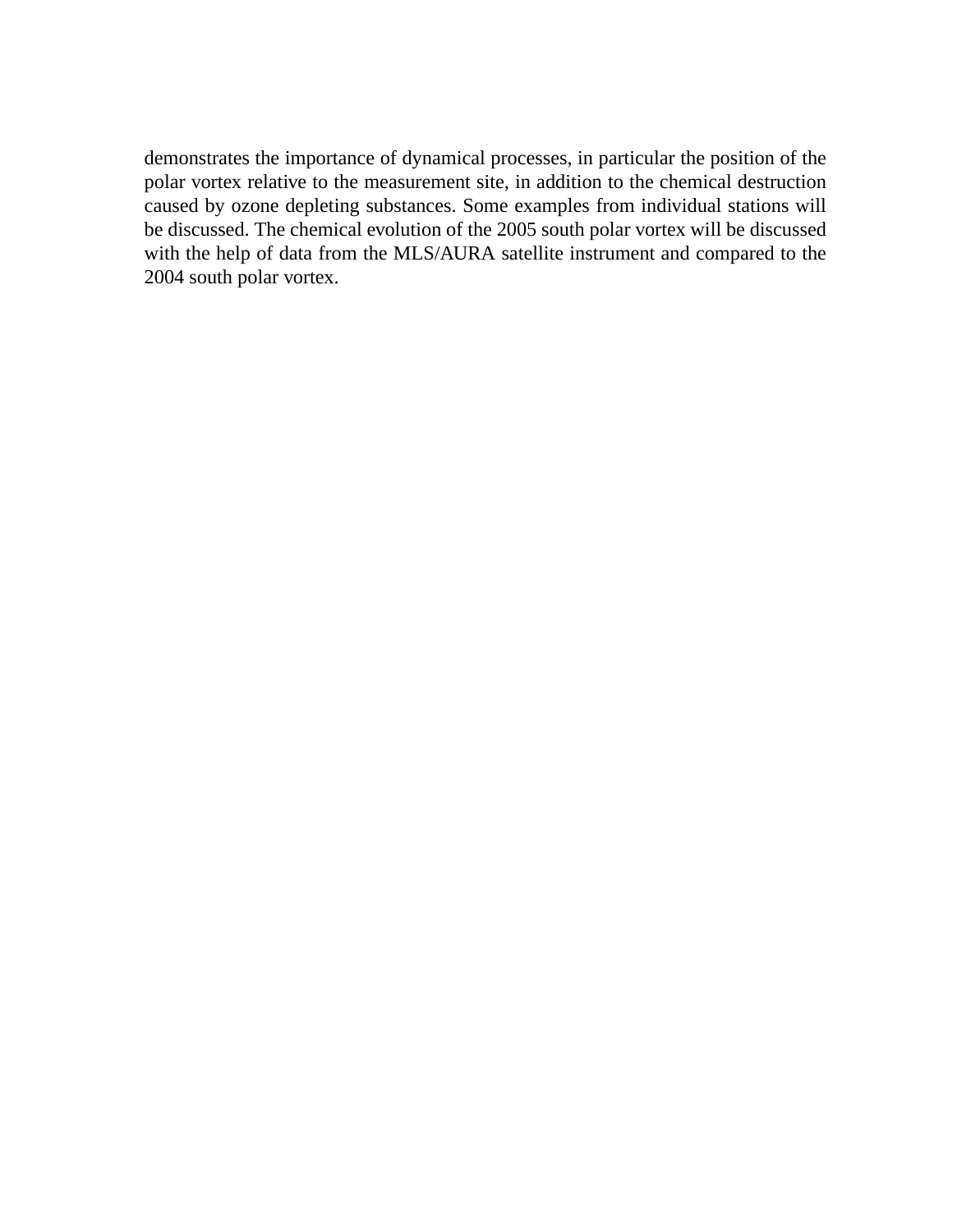demonstrates the importance of dynamical processes, in particular the position of the polar vortex relative to the measurement site, in addition to the chemical destruction caused by ozone depleting substances. Some examples from individual stations will be discussed. The chemical evolution of the 2005 south polar vortex will be discussed with the help of data from the MLS/AURA satellite instrument and compared to the 2004 south polar vortex.